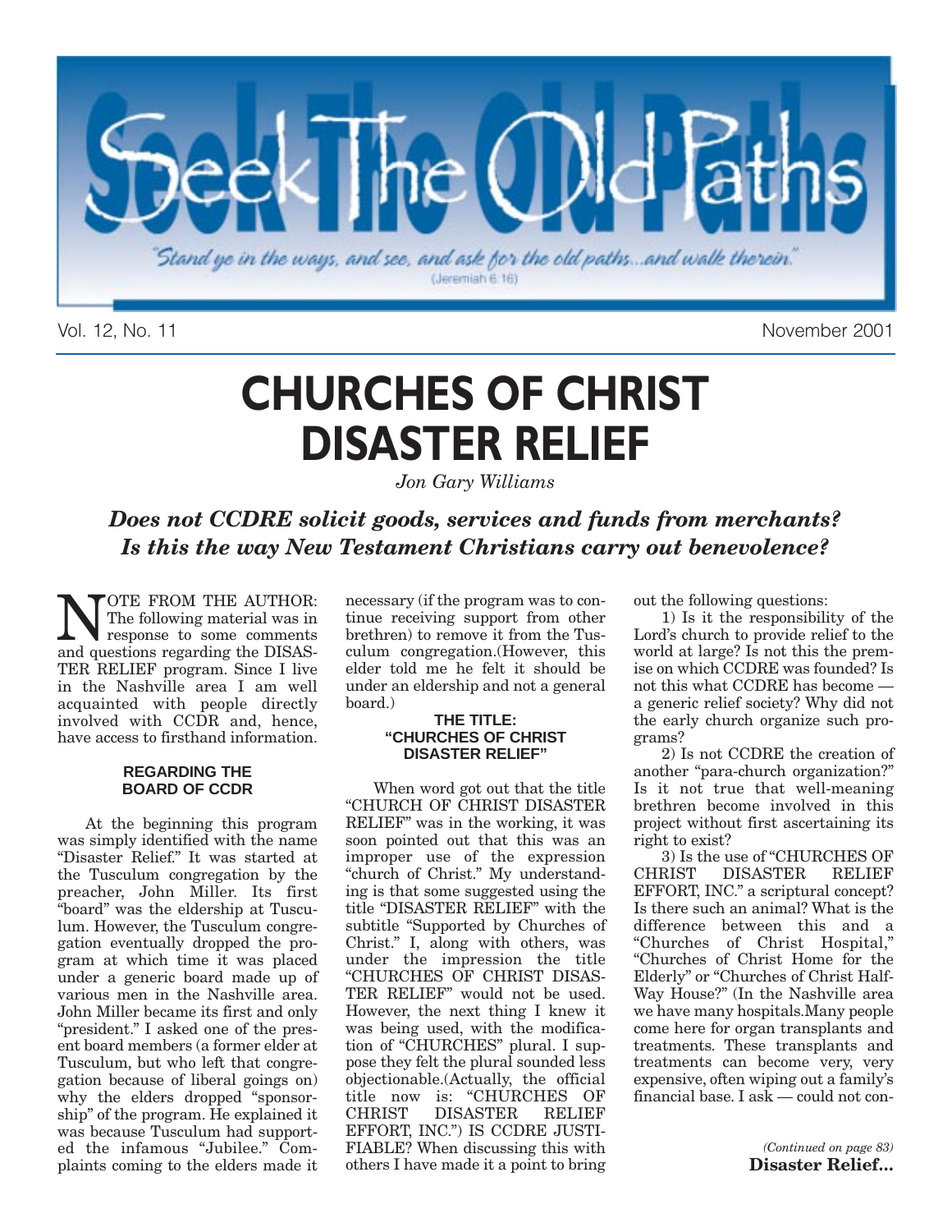# Seek The Old Paths

"Stand ye in the ways, and see, and ask for the old paths...and walk therein." (Jeremiah 6:16)

Vol. 12, No. 11 November 2001

# CHURCHES OF CHRIST DISASTER RELIEF

*Jon Gary Williams*

## *Does not CCDRE solicit goods, services and funds from merchants? Is this the way New Testament Christians carry out benevolence?*

NOTE FROM THE AUTHOR: The following material was in response to some comments and questions regarding the DISASTER RELIEF program. Since I live in the Nashville area I am well acquainted with people directly involved with CCDR and, hence, have access to firsthand information.

### REGARDING THE BOARD OF CCDR

At the beginning this program was simply identified with the name "Disaster Relief." It was started at the Tusculum congregation by the preacher, John Miller. Its first "board" was the eldership at Tusculum. However, the Tusculum congregation eventually dropped the program at which time it was placed under a generic board made up of various men in the Nashville area. John Miller became its first and only "president." I asked one of the present board members (a former elder at Tusculum, but who left that congregation because of liberal goings on) why the elders dropped "sponsorship" of the program. He explained it was because Tusculum had supported the infamous "Jubilee." Complaints coming to the elders made it necessary (if the program was to continue receiving support from other brethren) to remove it from the Tusculum congregation.(However, this elder told me he felt it should be under an eldership and not a general board.)

### THE TITLE: "CHURCHES OF CHRIST DISASTER RELIEF"

When word got out that the title "CHURCH OF CHRIST DISASTER RELIEF" was in the working, it was soon pointed out that this was an improper use of the expression "church of Christ." My understanding is that some suggested using the title "DISASTER RELIEF" with the subtitle "Supported by Churches of Christ." I, along with others, was under the impression the title "CHURCHES OF CHRIST DISASTER RELIEF" would not be used. However, the next thing I knew it was being used, with the modification of "CHURCHES" plural. I suppose they felt the plural sounded less objectionable.(Actually, the official title now is: "CHURCHES OF CHRIST DISASTER RELIEF EFFORT, INC.") IS CCDRE JUSTIFIABLE? When discussing this with others I have made it a point to bring out the following questions:

1) Is it the responsibility of the Lord's church to provide relief to the world at large? Is not this the premise on which CCDRE was founded? Is not this what CCDRE has become — a generic relief society? Why did not the early church organize such programs?

2) Is not CCDRE the creation of another "para-church organization?" Is it not true that well-meaning brethren become involved in this project without first ascertaining its right to exist?

3) Is the use of "CHURCHES OF CHRIST DISASTER RELIEF EFFORT, INC." a scriptural concept? Is there such an animal? What is the difference between this and a "Churches of Christ Hospital," "Churches of Christ Home for the Elderly" or "Churches of Christ Half-Way House?" (In the Nashville area we have many hospitals.Many people come here for organ transplants and treatments. These transplants and treatments can become very, very expensive, often wiping out a family's financial base. I ask — could not con-

*(Continued on page 83)*
**Disaster Relief...**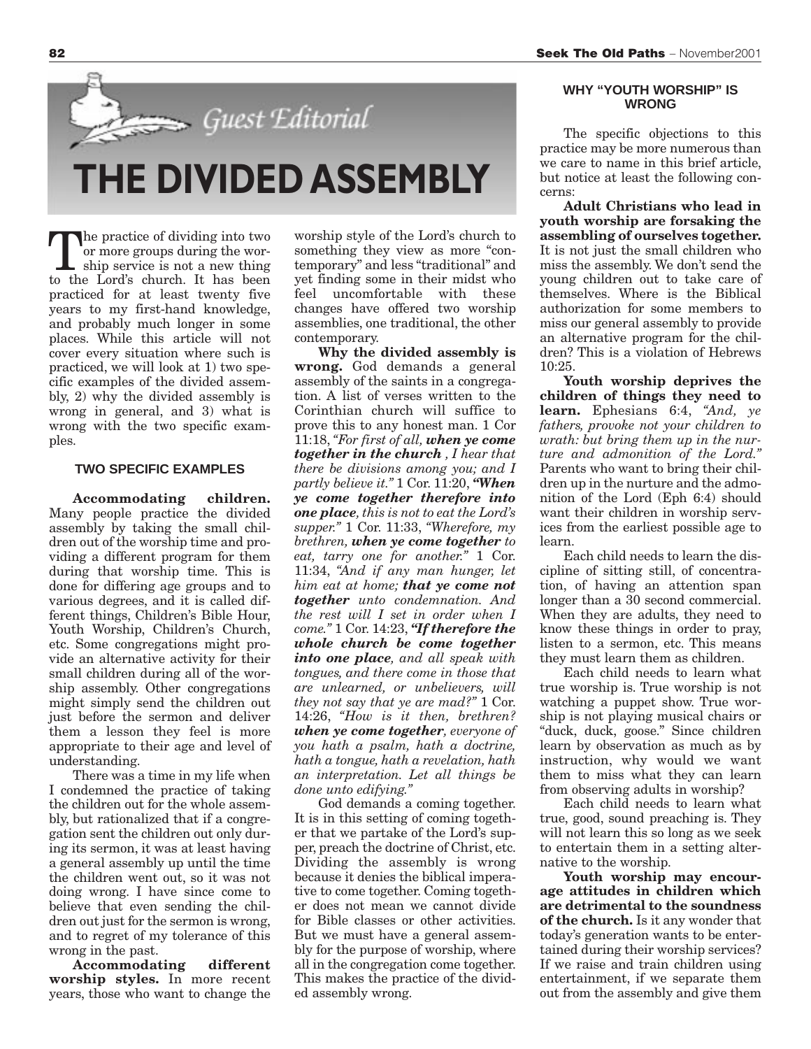Guest Editorial

# THE DIVIDED ASSEMBLY

The practice of dividing into two or more groups during the worship service is not a new thing to the Lord's church. It has been practiced for at least twenty five years to my first-hand knowledge, and probably much longer in some places. While this article will not cover every situation where such is practiced, we will look at 1) two specific examples of the divided assembly, 2) why the divided assembly is wrong in general, and 3) what is wrong with the two specific examples.

## TWO SPECIFIC EXAMPLES

**Accommodating children.** Many people practice the divided assembly by taking the small children out of the worship time and providing a different program for them during that worship time. This is done for differing age groups and to various degrees, and it is called different things, Children's Bible Hour, Youth Worship, Children's Church, etc. Some congregations might provide an alternative activity for their small children during all of the worship assembly. Other congregations might simply send the children out just before the sermon and deliver them a lesson they feel is more appropriate to their age and level of understanding.

There was a time in my life when I condemned the practice of taking the children out for the whole assembly, but rationalized that if a congregation sent the children out only during its sermon, it was at least having a general assembly up until the time the children went out, so it was not doing wrong. I have since come to believe that even sending the children out just for the sermon is wrong, and to regret of my tolerance of this wrong in the past.

**Accommodating different worship styles.** In more recent years, those who want to change the worship style of the Lord's church to something they view as more "contemporary" and less "traditional" and yet finding some in their midst who feel uncomfortable with these changes have offered two worship assemblies, one traditional, the other contemporary.

**Why the divided assembly is wrong.** God demands a general assembly of the saints in a congregation. A list of verses written to the Corinthian church will suffice to prove this to any honest man. 1 Cor 11:18, *"For first of all, **when ye come together in the church** , I hear that there be divisions among you; and I partly believe it."* 1 Cor. 11:20, ***"When ye come together therefore into one place**, this is not to eat the Lord's supper."* 1 Cor. 11:33, *"Wherefore, my brethren, **when ye come together** to eat, tarry one for another."* 1 Cor. 11:34, *"And if any man hunger, let him eat at home; **that ye come not together** unto condemnation. And the rest will I set in order when I come."* 1 Cor. 14:23, ***"If therefore the whole church be come together into one place**, and all speak with tongues, and there come in those that are unlearned, or unbelievers, will they not say that ye are mad?"* 1 Cor. 14:26, *"How is it then, brethren? **when ye come together**, everyone of you hath a psalm, hath a doctrine, hath a tongue, hath a revelation, hath an interpretation. Let all things be done unto edifying."*

God demands a coming together. It is in this setting of coming together that we partake of the Lord's supper, preach the doctrine of Christ, etc. Dividing the assembly is wrong because it denies the biblical imperative to come together. Coming together does not mean we cannot divide for Bible classes or other activities. But we must have a general assembly for the purpose of worship, where all in the congregation come together. This makes the practice of the divided assembly wrong.

## WHY "YOUTH WORSHIP" IS WRONG

The specific objections to this practice may be more numerous than we care to name in this brief article, but notice at least the following concerns:

**Adult Christians who lead in youth worship are forsaking the assembling of ourselves together.** It is not just the small children who miss the assembly. We don't send the young children out to take care of themselves. Where is the Biblical authorization for some members to miss our general assembly to provide an alternative program for the children? This is a violation of Hebrews 10:25.

**Youth worship deprives the children of things they need to learn.** Ephesians 6:4, *"And, ye fathers, provoke not your children to wrath: but bring them up in the nurture and admonition of the Lord."* Parents who want to bring their children up in the nurture and the admonition of the Lord (Eph 6:4) should want their children in worship services from the earliest possible age to learn.

Each child needs to learn the discipline of sitting still, of concentration, of having an attention span longer than a 30 second commercial. When they are adults, they need to know these things in order to pray, listen to a sermon, etc. This means they must learn them as children.

Each child needs to learn what true worship is. True worship is not watching a puppet show. True worship is not playing musical chairs or "duck, duck, goose." Since children learn by observation as much as by instruction, why would we want them to miss what they can learn from observing adults in worship?

Each child needs to learn what true, good, sound preaching is. They will not learn this so long as we seek to entertain them in a setting alternative to the worship.

**Youth worship may encourage attitudes in children which are detrimental to the soundness of the church.** Is it any wonder that today's generation wants to be entertained during their worship services? If we raise and train children using entertainment, if we separate them out from the assembly and give them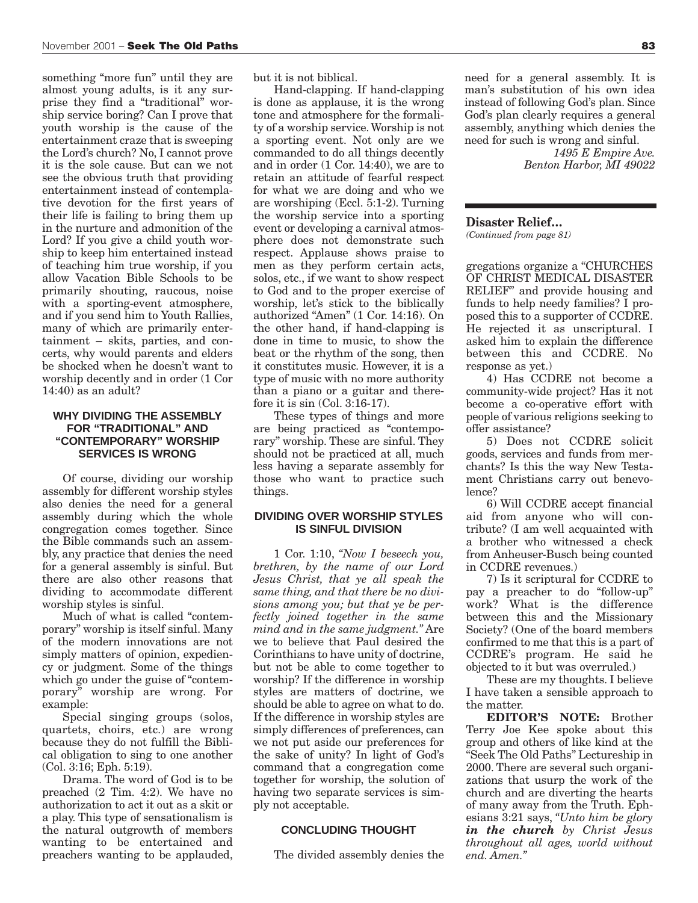something "more fun" until they are almost young adults, is it any surprise they find a "traditional" worship service boring? Can I prove that youth worship is the cause of the entertainment craze that is sweeping the Lord's church? No, I cannot prove it is the sole cause. But can we not see the obvious truth that providing entertainment instead of contemplative devotion for the first years of their life is failing to bring them up in the nurture and admonition of the Lord? If you give a child youth worship to keep him entertained instead of teaching him true worship, if you allow Vacation Bible Schools to be primarily shouting, raucous, noise with a sporting-event atmosphere, and if you send him to Youth Rallies, many of which are primarily entertainment – skits, parties, and concerts, why would parents and elders be shocked when he doesn't want to worship decently and in order (1 Cor 14:40) as an adult?

### WHY DIVIDING THE ASSEMBLY FOR "TRADITIONAL" AND "CONTEMPORARY" WORSHIP SERVICES IS WRONG

Of course, dividing our worship assembly for different worship styles also denies the need for a general assembly during which the whole congregation comes together. Since the Bible commands such an assembly, any practice that denies the need for a general assembly is sinful. But there are also other reasons that dividing to accommodate different worship styles is sinful.

Much of what is called "contemporary" worship is itself sinful. Many of the modern innovations are not simply matters of opinion, expediency or judgment. Some of the things which go under the guise of "contemporary" worship are wrong. For example:

Special singing groups (solos, quartets, choirs, etc.) are wrong because they do not fulfill the Biblical obligation to sing to one another (Col. 3:16; Eph. 5:19).

Drama. The word of God is to be preached (2 Tim. 4:2). We have no authorization to act it out as a skit or a play. This type of sensationalism is the natural outgrowth of members wanting to be entertained and preachers wanting to be applauded, but it is not biblical.

Hand-clapping. If hand-clapping is done as applause, it is the wrong tone and atmosphere for the formality of a worship service. Worship is not a sporting event. Not only are we commanded to do all things decently and in order (1 Cor. 14:40), we are to retain an attitude of fearful respect for what we are doing and who we are worshiping (Eccl. 5:1-2). Turning the worship service into a sporting event or developing a carnival atmosphere does not demonstrate such respect. Applause shows praise to men as they perform certain acts, solos, etc., if we want to show respect to God and to the proper exercise of worship, let's stick to the biblically authorized "Amen" (1 Cor. 14:16). On the other hand, if hand-clapping is done in time to music, to show the beat or the rhythm of the song, then it constitutes music. However, it is a type of music with no more authority than a piano or a guitar and therefore it is sin (Col. 3:16-17).

These types of things and more are being practiced as "contemporary" worship. These are sinful. They should not be practiced at all, much less having a separate assembly for those who want to practice such things.

### DIVIDING OVER WORSHIP STYLES IS SINFUL DIVISION

1 Cor. 1:10, *"Now I beseech you, brethren, by the name of our Lord Jesus Christ, that ye all speak the same thing, and that there be no divisions among you; but that ye be perfectly joined together in the same mind and in the same judgment."* Are we to believe that Paul desired the Corinthians to have unity of doctrine, but not be able to come together to worship? If the difference in worship styles are matters of doctrine, we should be able to agree on what to do. If the difference in worship styles are simply differences of preferences, can we not put aside our preferences for the sake of unity? In light of God's command that a congregation come together for worship, the solution of having two separate services is simply not acceptable.

### CONCLUDING THOUGHT

The divided assembly denies the need for a general assembly. It is man's substitution of his own idea instead of following God's plan. Since God's plan clearly requires a general assembly, anything which denies the need for such is wrong and sinful.

*1495 E Empire Ave.*
*Benton Harbor, MI 49022*

---

**Disaster Relief...**
*(Continued from page 81)*

gregations organize a "CHURCHES OF CHRIST MEDICAL DISASTER RELIEF" and provide housing and funds to help needy families? I proposed this to a supporter of CCDRE. He rejected it as unscriptural. I asked him to explain the difference between this and CCDRE. No response as yet.)

4) Has CCDRE not become a community-wide project? Has it not become a co-operative effort with people of various religions seeking to offer assistance?

5) Does not CCDRE solicit goods, services and funds from merchants? Is this the way New Testament Christians carry out benevolence?

6) Will CCDRE accept financial aid from anyone who will contribute? (I am well acquainted with a brother who witnessed a check from Anheuser-Busch being counted in CCDRE revenues.)

7) Is it scriptural for CCDRE to pay a preacher to do "follow-up" work? What is the difference between this and the Missionary Society? (One of the board members confirmed to me that this is a part of CCDRE's program. He said he objected to it but was overruled.)

These are my thoughts. I believe I have taken a sensible approach to the matter.

**EDITOR'S NOTE:** Brother Terry Joe Kee spoke about this group and others of like kind at the "Seek The Old Paths" Lectureship in 2000. There are several such organizations that usurp the work of the church and are diverting the hearts of many away from the Truth. Ephesians 3:21 says, *"Unto him be glory **in the church** by Christ Jesus throughout all ages, world without end. Amen."*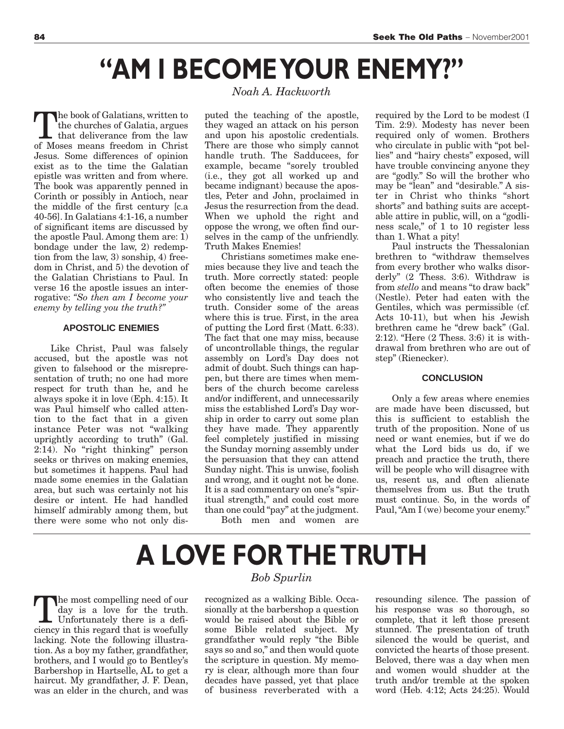# "AM I BECOME YOUR ENEMY?"

*Noah A. Hackworth*

The book of Galatians, written to the churches of Galatia, argues that deliverance from the law of Moses means freedom in Christ Jesus. Some differences of opinion exist as to the time the Galatian epistle was written and from where. The book was apparently penned in Corinth or possibly in Antioch, near the middle of the first century [c.a 40-56]. In Galatians 4:1-16, a number of significant items are discussed by the apostle Paul. Among them are: 1) bondage under the law, 2) redemption from the law, 3) sonship, 4) freedom in Christ, and 5) the devotion of the Galatian Christians to Paul. In verse 16 the apostle issues an interrogative: *"So then am I become your enemy by telling you the truth?"*

### APOSTOLIC ENEMIES

Like Christ, Paul was falsely accused, but the apostle was not given to falsehood or the misrepresentation of truth; no one had more respect for truth than he, and he always spoke it in love (Eph. 4:15). It was Paul himself who called attention to the fact that in a given instance Peter was not "walking uprightly according to truth" (Gal. 2:14). No "right thinking" person seeks or thrives on making enemies, but sometimes it happens. Paul had made some enemies in the Galatian area, but such was certainly not his desire or intent. He had handled himself admirably among them, but there were some who not only disputed the teaching of the apostle, they waged an attack on his person and upon his apostolic credentials. There are those who simply cannot handle truth. The Sadducees, for example, became "sorely troubled (i.e., they got all worked up and became indignant) because the apostles, Peter and John, proclaimed in Jesus the resurrection from the dead. When we uphold the right and oppose the wrong, we often find ourselves in the camp of the unfriendly. Truth Makes Enemies!

Christians sometimes make enemies because they live and teach the truth. More correctly stated: people often become the enemies of those who consistently live and teach the truth. Consider some of the areas where this is true. First, in the area of putting the Lord first (Matt. 6:33). The fact that one may miss, because of uncontrollable things, the regular assembly on Lord's Day does not admit of doubt. Such things can happen, but there are times when members of the church become careless and/or indifferent, and unnecessarily miss the established Lord's Day worship in order to carry out some plan they have made. They apparently feel completely justified in missing the Sunday morning assembly under the persuasion that they can attend Sunday night. This is unwise, foolish and wrong, and it ought not be done. It is a sad commentary on one's "spiritual strength," and could cost more than one could "pay" at the judgment.

Both men and women are required by the Lord to be modest (I Tim. 2:9). Modesty has never been required only of women. Brothers who circulate in public with "pot bellies" and "hairy chests" exposed, will have trouble convincing anyone they are "godly." So will the brother who may be "lean" and "desirable." A sister in Christ who thinks "short shorts" and bathing suits are acceptable attire in public, will, on a "godliness scale," of 1 to 10 register less than 1. What a pity!

Paul instructs the Thessalonian brethren to "withdraw themselves from every brother who walks disorderly" (2 Thess. 3:6). Withdraw is from *stello* and means "to draw back" (Nestle). Peter had eaten with the Gentiles, which was permissible (cf. Acts 10-11), but when his Jewish brethren came he "drew back" (Gal. 2:12). "Here (2 Thess. 3:6) it is withdrawal from brethren who are out of step" (Rienecker).

### CONCLUSION

Only a few areas where enemies are made have been discussed, but this is sufficient to establish the truth of the proposition. None of us need or want enemies, but if we do what the Lord bids us do, if we preach and practice the truth, there will be people who will disagree with us, resent us, and often alienate themselves from us. But the truth must continue. So, in the words of Paul, "Am I (we) become your enemy."

# A LOVE FOR THE TRUTH

*Bob Spurlin*

The most compelling need of our day is a love for the truth. Unfortunately there is a deficiency in this regard that is woefully lacking. Note the following illustration. As a boy my father, grandfather, brothers, and I would go to Bentley's Barbershop in Hartselle, AL to get a haircut. My grandfather, J. F. Dean, was an elder in the church, and was recognized as a walking Bible. Occasionally at the barbershop a question would be raised about the Bible or some Bible related subject. My grandfather would reply "the Bible says so and so," and then would quote the scripture in question. My memory is clear, although more than four decades have passed, yet that place of business reverberated with a resounding silence. The passion of his response was so thorough, so complete, that it left those present stunned. The presentation of truth silenced the would be querist, and convicted the hearts of those present. Beloved, there was a day when men and women would shudder at the truth and/or tremble at the spoken word (Heb. 4:12; Acts 24:25). Would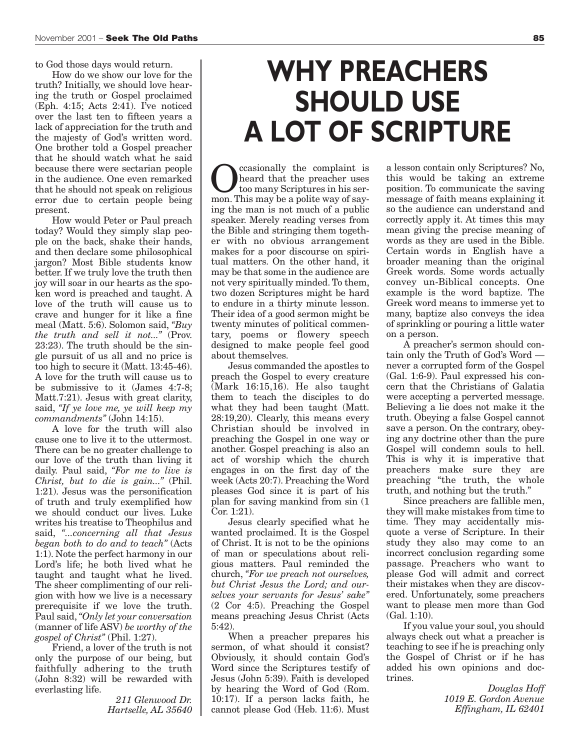to God those days would return.

How do we show our love for the truth? Initially, we should love hearing the truth or Gospel proclaimed (Eph. 4:15; Acts 2:41). I've noticed over the last ten to fifteen years a lack of appreciation for the truth and the majesty of God's written word. One brother told a Gospel preacher that he should watch what he said because there were sectarian people in the audience. One even remarked that he should not speak on religious error due to certain people being present.

How would Peter or Paul preach today? Would they simply slap people on the back, shake their hands, and then declare some philosophical jargon? Most Bible students know better. If we truly love the truth then joy will soar in our hearts as the spoken word is preached and taught. A love of the truth will cause us to crave and hunger for it like a fine meal (Matt. 5:6). Solomon said, *"Buy the truth and sell it not..."* (Prov. 23:23). The truth should be the single pursuit of us all and no price is too high to secure it (Matt. 13:45-46). A love for the truth will cause us to be submissive to it (James 4:7-8; Matt.7:21). Jesus with great clarity, said, *"If ye love me, ye will keep my commandments"* (John 14:15).

A love for the truth will also cause one to live it to the uttermost. There can be no greater challenge to our love of the truth than living it daily. Paul said, *"For me to live is Christ, but to die is gain..."* (Phil. 1:21). Jesus was the personification of truth and truly exemplified how we should conduct our lives. Luke writes his treatise to Theophilus and said, *"...concerning all that Jesus began both to do and to teach"* (Acts 1:1). Note the perfect harmony in our Lord's life; he both lived what he taught and taught what he lived. The sheer complimenting of our religion with how we live is a necessary prerequisite if we love the truth. Paul said, *"Only let your conversation* (manner of life ASV) *be worthy of the gospel of Christ"* (Phil. 1:27).

Friend, a lover of the truth is not only the purpose of our being, but faithfully adhering to the truth (John 8:32) will be rewarded with everlasting life.

*211 Glenwood Dr.*
*Hartselle, AL 35640*

# WHY PREACHERS SHOULD USE A LOT OF SCRIPTURE

Occasionally the complaint is heard that the preacher uses too many Scriptures in his sermon. This may be a polite way of saying the man is not much of a public speaker. Merely reading verses from the Bible and stringing them together with no obvious arrangement makes for a poor discourse on spiritual matters. On the other hand, it may be that some in the audience are not very spiritually minded. To them, two dozen Scriptures might be hard to endure in a thirty minute lesson. Their idea of a good sermon might be twenty minutes of political commentary, poems or flowery speech designed to make people feel good about themselves.

Jesus commanded the apostles to preach the Gospel to every creature (Mark 16:15,16). He also taught them to teach the disciples to do what they had been taught (Matt. 28:19,20). Clearly, this means every Christian should be involved in preaching the Gospel in one way or another. Gospel preaching is also an act of worship which the church engages in on the first day of the week (Acts 20:7). Preaching the Word pleases God since it is part of his plan for saving mankind from sin (1 Cor. 1:21).

Jesus clearly specified what he wanted proclaimed. It is the Gospel of Christ. It is not to be the opinions of man or speculations about religious matters. Paul reminded the church, *"For we preach not ourselves, but Christ Jesus the Lord; and ourselves your servants for Jesus' sake"* (2 Cor 4:5). Preaching the Gospel means preaching Jesus Christ (Acts 5:42).

When a preacher prepares his sermon, of what should it consist? Obviously, it should contain God's Word since the Scriptures testify of Jesus (John 5:39). Faith is developed by hearing the Word of God (Rom. 10:17). If a person lacks faith, he cannot please God (Heb. 11:6). Must a lesson contain only Scriptures? No, this would be taking an extreme position. To communicate the saving message of faith means explaining it so the audience can understand and correctly apply it. At times this may mean giving the precise meaning of words as they are used in the Bible. Certain words in English have a broader meaning than the original Greek words. Some words actually convey un-Biblical concepts. One example is the word baptize. The Greek word means to immerse yet to many, baptize also conveys the idea of sprinkling or pouring a little water on a person.

A preacher's sermon should contain only the Truth of God's Word — never a corrupted form of the Gospel (Gal. 1:6-9). Paul expressed his concern that the Christians of Galatia were accepting a perverted message. Believing a lie does not make it the truth. Obeying a false Gospel cannot save a person. On the contrary, obeying any doctrine other than the pure Gospel will condemn souls to hell. This is why it is imperative that preachers make sure they are preaching "the truth, the whole truth, and nothing but the truth."

Since preachers are fallible men, they will make mistakes from time to time. They may accidentally misquote a verse of Scripture. In their study they also may come to an incorrect conclusion regarding some passage. Preachers who want to please God will admit and correct their mistakes when they are discovered. Unfortunately, some preachers want to please men more than God (Gal. 1:10).

If you value your soul, you should always check out what a preacher is teaching to see if he is preaching only the Gospel of Christ or if he has added his own opinions and doctrines.

*Douglas Hoff*
*1019 E. Gordon Avenue*
*Effingham, IL 62401*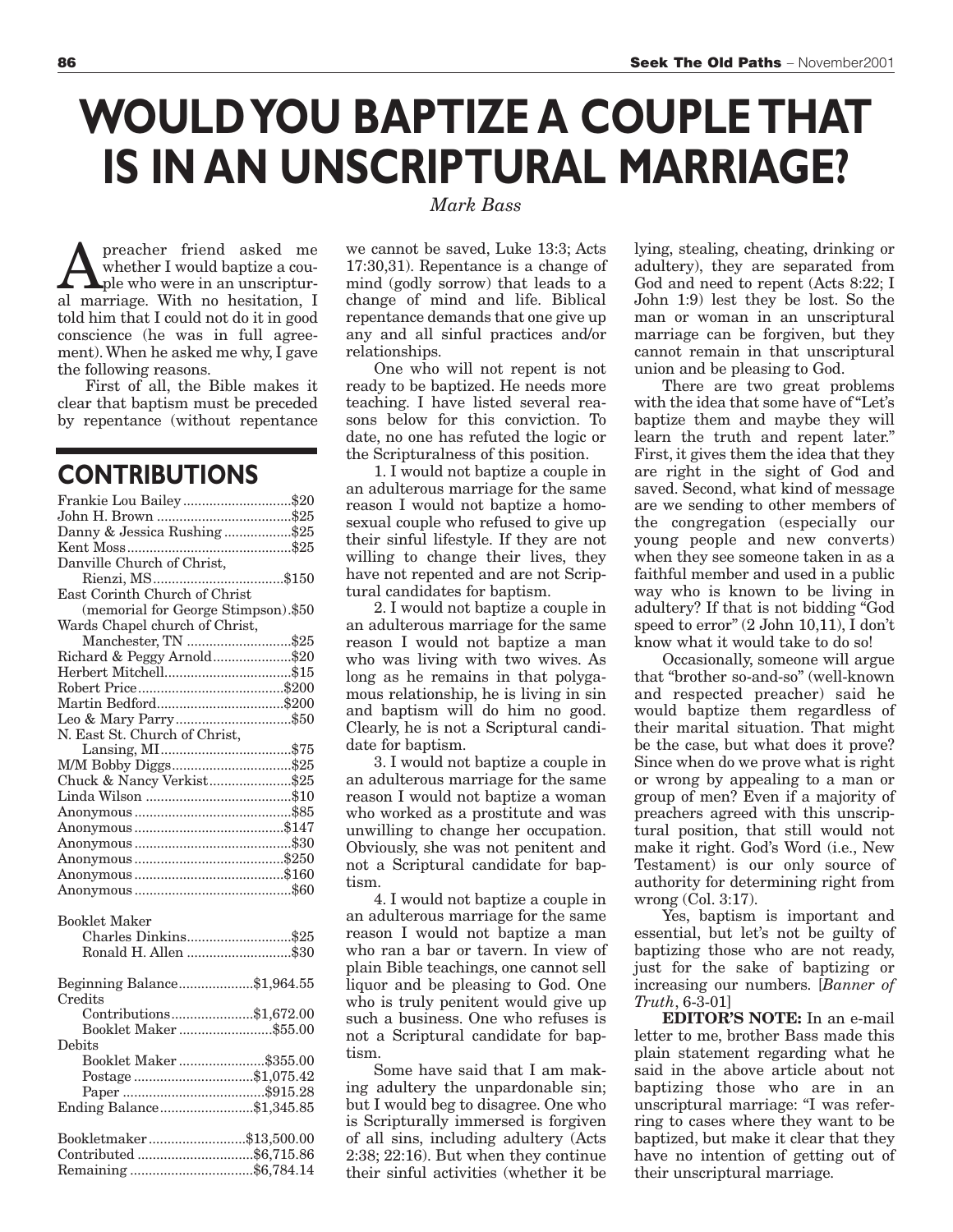# WOULD YOU BAPTIZE A COUPLE THAT IS IN AN UNSCRIPTURAL MARRIAGE?

*Mark Bass*

A preacher friend asked me whether I would baptize a couple who were in an unscriptural marriage. With no hesitation, I told him that I could not do it in good conscience (he was in full agreement). When he asked me why, I gave the following reasons.

First of all, the Bible makes it clear that baptism must be preceded by repentance (without repentance we cannot be saved, Luke 13:3; Acts 17:30,31). Repentance is a change of mind (godly sorrow) that leads to a change of mind and life. Biblical repentance demands that one give up any and all sinful practices and/or relationships.

One who will not repent is not ready to be baptized. He needs more teaching. I have listed several reasons below for this conviction. To date, no one has refuted the logic or the Scripturalness of this position.

1. I would not baptize a couple in an adulterous marriage for the same reason I would not baptize a homosexual couple who refused to give up their sinful lifestyle. If they are not willing to change their lives, they have not repented and are not Scriptural candidates for baptism.

2. I would not baptize a couple in an adulterous marriage for the same reason I would not baptize a man who was living with two wives. As long as he remains in that polygamous relationship, he is living in sin and baptism will do him no good. Clearly, he is not a Scriptural candidate for baptism.

3. I would not baptize a couple in an adulterous marriage for the same reason I would not baptize a woman who worked as a prostitute and was unwilling to change her occupation. Obviously, she was not penitent and not a Scriptural candidate for baptism.

4. I would not baptize a couple in an adulterous marriage for the same reason I would not baptize a man who ran a bar or tavern. In view of plain Bible teachings, one cannot sell liquor and be pleasing to God. One who is truly penitent would give up such a business. One who refuses is not a Scriptural candidate for baptism.

Some have said that I am making adultery the unpardonable sin; but I would beg to disagree. One who is Scripturally immersed is forgiven of all sins, including adultery (Acts 2:38; 22:16). But when they continue their sinful activities (whether it be lying, stealing, cheating, drinking or adultery), they are separated from God and need to repent (Acts 8:22; I John 1:9) lest they be lost. So the man or woman in an unscriptural marriage can be forgiven, but they cannot remain in that unscriptural union and be pleasing to God.

There are two great problems with the idea that some have of "Let's baptize them and maybe they will learn the truth and repent later." First, it gives them the idea that they are right in the sight of God and saved. Second, what kind of message are we sending to other members of the congregation (especially our young people and new converts) when they see someone taken in as a faithful member and used in a public way who is known to be living in adultery? If that is not bidding "God speed to error" (2 John 10,11), I don't know what it would take to do so!

Occasionally, someone will argue that "brother so-and-so" (well-known and respected preacher) said he would baptize them regardless of their marital situation. That might be the case, but what does it prove? Since when do we prove what is right or wrong by appealing to a man or group of men? Even if a majority of preachers agreed with this unscriptural position, that still would not make it right. God's Word (i.e., New Testament) is our only source of authority for determining right from wrong (Col. 3:17).

Yes, baptism is important and essential, but let's not be guilty of baptizing those who are not ready, just for the sake of baptizing or increasing our numbers. [*Banner of Truth*, 6-3-01]

**EDITOR'S NOTE:** In an e-mail letter to me, brother Bass made this plain statement regarding what he said in the above article about not baptizing those who are in an unscriptural marriage: "I was referring to cases where they want to be baptized, but make it clear that they have no intention of getting out of their unscriptural marriage.

## CONTRIBUTIONS

| | |
|---|---|
| Frankie Lou Bailey | $20 |
| John H. Brown | $25 |
| Danny & Jessica Rushing | $25 |
| Kent Moss | $25 |
| Danville Church of Christ, Rienzi, MS | $150 |
| East Corinth Church of Christ (memorial for George Stimpson) | $50 |
| Wards Chapel church of Christ, Manchester, TN | $25 |
| Richard & Peggy Arnold | $20 |
| Herbert Mitchell | $15 |
| Robert Price | $200 |
| Martin Bedford | $200 |
| Leo & Mary Parry | $50 |
| N. East St. Church of Christ, Lansing, MI | $75 |
| M/M Bobby Diggs | $25 |
| Chuck & Nancy Verkist | $25 |
| Linda Wilson | $10 |
| Anonymous | $85 |
| Anonymous | $147 |
| Anonymous | $30 |
| Anonymous | $250 |
| Anonymous | $160 |
| Anonymous | $60 |

Booklet Maker

| | |
|---|---|
| Charles Dinkins | $25 |
| Ronald H. Allen | $30 |

| | |
|---|---|
| Beginning Balance | $1,964.55 |
| Credits | |
| Contributions | $1,672.00 |
| Booklet Maker | $55.00 |
| Debits | |
| Booklet Maker | $355.00 |
| Postage | $1,075.42 |
| Paper | $915.28 |
| Ending Balance | $1,345.85 |

| | |
|---|---|
| Bookletmaker | $13,500.00 |
| Contributed | $6,715.86 |
| Remaining | $6,784.14 |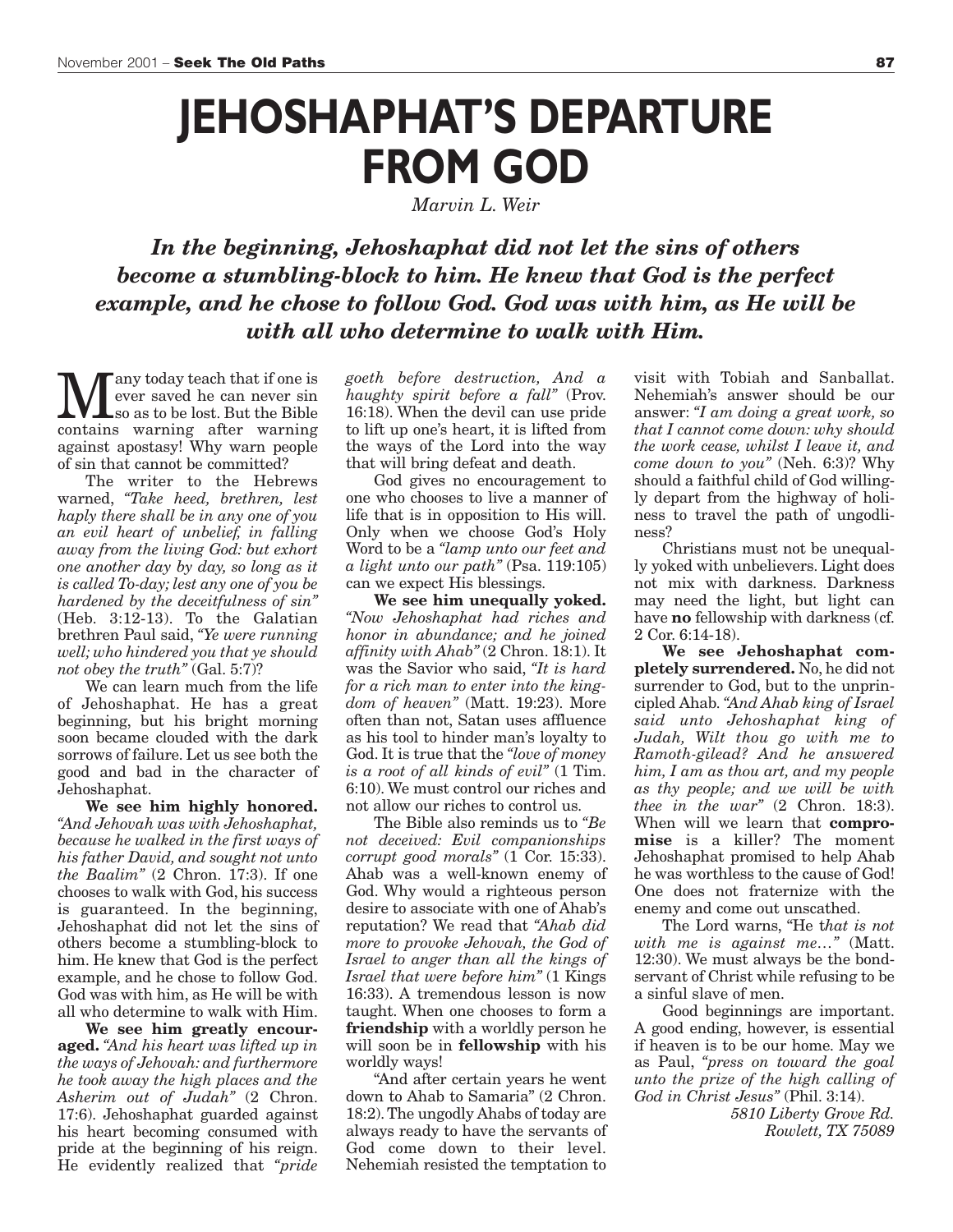# JEHOSHAPHAT'S DEPARTURE FROM GOD

*Marvin L. Weir*

***In the beginning, Jehoshaphat did not let the sins of others become a stumbling-block to him. He knew that God is the perfect example, and he chose to follow God. God was with him, as He will be with all who determine to walk with Him.***

Many today teach that if one is ever saved he can never sin so as to be lost. But the Bible contains warning after warning against apostasy! Why warn people of sin that cannot be committed?

The writer to the Hebrews warned, *"Take heed, brethren, lest haply there shall be in any one of you an evil heart of unbelief, in falling away from the living God: but exhort one another day by day, so long as it is called To-day; lest any one of you be hardened by the deceitfulness of sin"* (Heb. 3:12-13). To the Galatian brethren Paul said, *"Ye were running well; who hindered you that ye should not obey the truth"* (Gal. 5:7)?

We can learn much from the life of Jehoshaphat. He has a great beginning, but his bright morning soon became clouded with the dark sorrows of failure. Let us see both the good and bad in the character of Jehoshaphat.

**We see him highly honored.** *"And Jehovah was with Jehoshaphat, because he walked in the first ways of his father David, and sought not unto the Baalim"* (2 Chron. 17:3). If one chooses to walk with God, his success is guaranteed. In the beginning, Jehoshaphat did not let the sins of others become a stumbling-block to him. He knew that God is the perfect example, and he chose to follow God. God was with him, as He will be with all who determine to walk with Him.

**We see him greatly encouraged.** *"And his heart was lifted up in the ways of Jehovah: and furthermore he took away the high places and the Asherim out of Judah"* (2 Chron. 17:6). Jehoshaphat guarded against his heart becoming consumed with pride at the beginning of his reign. He evidently realized that *"pride goeth before destruction, And a haughty spirit before a fall"* (Prov. 16:18). When the devil can use pride to lift up one's heart, it is lifted from the ways of the Lord into the way that will bring defeat and death.

God gives no encouragement to one who chooses to live a manner of life that is in opposition to His will. Only when we choose God's Holy Word to be a *"lamp unto our feet and a light unto our path"* (Psa. 119:105) can we expect His blessings.

**We see him unequally yoked.** *"Now Jehoshaphat had riches and honor in abundance; and he joined affinity with Ahab"* (2 Chron. 18:1). It was the Savior who said, *"It is hard for a rich man to enter into the kingdom of heaven"* (Matt. 19:23). More often than not, Satan uses affluence as his tool to hinder man's loyalty to God. It is true that the *"love of money is a root of all kinds of evil"* (1 Tim. 6:10). We must control our riches and not allow our riches to control us.

The Bible also reminds us to *"Be not deceived: Evil companionships corrupt good morals"* (1 Cor. 15:33). Ahab was a well-known enemy of God. Why would a righteous person desire to associate with one of Ahab's reputation? We read that *"Ahab did more to provoke Jehovah, the God of Israel to anger than all the kings of Israel that were before him"* (1 Kings 16:33). A tremendous lesson is now taught. When one chooses to form a **friendship** with a worldly person he will soon be in **fellowship** with his worldly ways!

"And after certain years he went down to Ahab to Samaria" (2 Chron. 18:2). The ungodly Ahabs of today are always ready to have the servants of God come down to their level. Nehemiah resisted the temptation to visit with Tobiah and Sanballat. Nehemiah's answer should be our answer: *"I am doing a great work, so that I cannot come down: why should the work cease, whilst I leave it, and come down to you"* (Neh. 6:3)? Why should a faithful child of God willingly depart from the highway of holiness to travel the path of ungodliness?

Christians must not be unequally yoked with unbelievers. Light does not mix with darkness. Darkness may need the light, but light can have **no** fellowship with darkness (cf. 2 Cor. 6:14-18).

**We see Jehoshaphat completely surrendered.** No, he did not surrender to God, but to the unprincipled Ahab. *"And Ahab king of Israel said unto Jehoshaphat king of Judah, Wilt thou go with me to Ramoth-gilead? And he answered him, I am as thou art, and my people as thy people; and we will be with thee in the war"* (2 Chron. 18:3). When will we learn that **compromise** is a killer? The moment Jehoshaphat promised to help Ahab he was worthless to the cause of God! One does not fraternize with the enemy and come out unscathed.

The Lord warns, "He t*hat is not with me is against me…"* (Matt. 12:30). We must always be the bondservant of Christ while refusing to be a sinful slave of men.

Good beginnings are important. A good ending, however, is essential if heaven is to be our home. May we as Paul, *"press on toward the goal unto the prize of the high calling of God in Christ Jesus"* (Phil. 3:14).

*5810 Liberty Grove Rd.*
*Rowlett, TX 75089*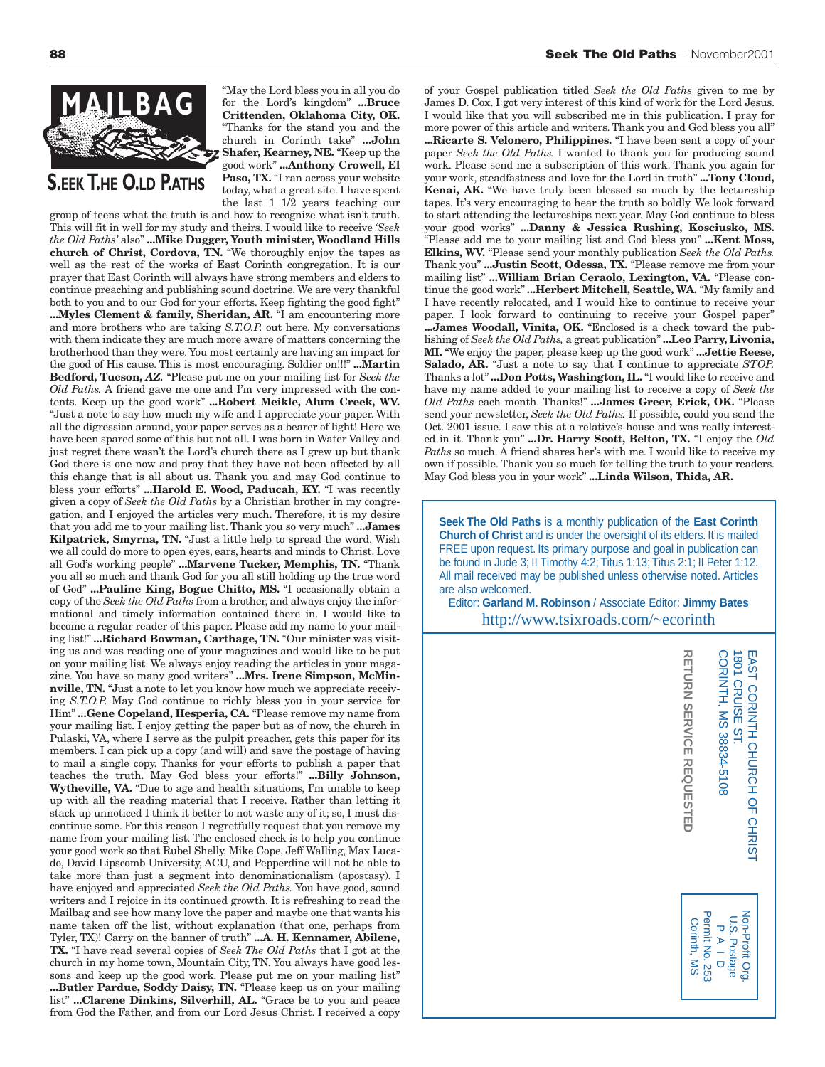# MAILBAG

## S.EEK T.HE O.LD P.ATHS

"May the Lord bless you in all you do for the Lord's kingdom" **...Bruce Crittenden, Oklahoma City, OK.** "Thanks for the stand you and the church in Corinth take" **...John Shafer, Kearney, NE.** "Keep up the good work" **...Anthony Crowell, El Paso, TX.** "I ran across your website today, what a great site. I have spent the last 1 1/2 years teaching our group of teens what the truth is and how to recognize what isn't truth. This will fit in well for my study and theirs. I would like to receive *'Seek the Old Paths'* also" **...Mike Dugger, Youth minister, Woodland Hills church of Christ, Cordova, TN.** "We thoroughly enjoy the tapes as well as the rest of the works of East Corinth congregation. It is our prayer that East Corinth will always have strong members and elders to continue preaching and publishing sound doctrine. We are very thankful both to you and to our God for your efforts. Keep fighting the good fight" **...Myles Clement & family, Sheridan, AR.** "I am encountering more and more brothers who are taking *S.T.O.P.* out here. My conversations with them indicate they are much more aware of matters concerning the brotherhood than they were. You most certainly are having an impact for the good of His cause. This is most encouraging. Soldier on!!!" **...Martin Bedford, Tucson, AZ.** "Please put me on your mailing list for *Seek the Old Paths.* A friend gave me one and I'm very impressed with the contents. Keep up the good work" **...Robert Meikle, Alum Creek, WV.** "Just a note to say how much my wife and I appreciate your paper. With all the digression around, your paper serves as a bearer of light! Here we have been spared some of this but not all. I was born in Water Valley and just regret there wasn't the Lord's church there as I grew up but thank God there is one now and pray that they have not been affected by all this change that is all about us. Thank you and may God continue to bless your efforts" **...Harold E. Wood, Paducah, KY.** "I was recently given a copy of *Seek the Old Paths* by a Christian brother in my congregation, and I enjoyed the articles very much. Therefore, it is my desire that you add me to your mailing list. Thank you so very much" **...James Kilpatrick, Smyrna, TN.** "Just a little help to spread the word. Wish we all could do more to open eyes, ears, hearts and minds to Christ. Love all God's working people" **...Marvene Tucker, Memphis, TN.** "Thank you all so much and thank God for you all still holding up the true word of God" **...Pauline King, Bogue Chitto, MS.** "I occasionally obtain a copy of the *Seek the Old Paths* from a brother, and always enjoy the informational and timely information contained there in. I would like to become a regular reader of this paper. Please add my name to your mailing list!" **...Richard Bowman, Carthage, TN.** "Our minister was visiting us and was reading one of your magazines and would like to be put on your mailing list. We always enjoy reading the articles in your magazine. You have so many good writers" **...Mrs. Irene Simpson, McMinnville, TN.** "Just a note to let you know how much we appreciate receiving *S.T.O.P.* May God continue to richly bless you in your service for Him" **...Gene Copeland, Hesperia, CA.** "Please remove my name from your mailing list. I enjoy getting the paper but as of now, the church in Pulaski, VA, where I serve as the pulpit preacher, gets this paper for its members. I can pick up a copy (and will) and save the postage of having to mail a single copy. Thanks for your efforts to publish a paper that teaches the truth. May God bless your efforts!" **...Billy Johnson, Wytheville, VA.** "Due to age and health situations, I'm unable to keep up with all the reading material that I receive. Rather than letting it stack up unnoticed I think it better to not waste any of it; so, I must discontinue some. For this reason I regretfully request that you remove my name from your mailing list. The enclosed check is to help you continue your good work so that Rubel Shelly, Mike Cope, Jeff Walling, Max Lucado, David Lipscomb University, ACU, and Pepperdine will not be able to take more than just a segment into denominationalism (apostasy). I have enjoyed and appreciated *Seek the Old Paths.* You have good, sound writers and I rejoice in its continued growth. It is refreshing to read the Mailbag and see how many love the paper and maybe one that wants his name taken off the list, without explanation (that one, perhaps from Tyler, TX)! Carry on the banner of truth" **...A. H. Kennamer, Abilene, TX.** "I have read several copies of *Seek The Old Paths* that I got at the church in my home town, Mountain City, TN. You always have good lessons and keep up the good work. Please put me on your mailing list" **...Butler Pardue, Soddy Daisy, TN.** "Please keep us on your mailing list" **...Clarene Dinkins, Silverhill, AL.** "Grace be to you and peace from God the Father, and from our Lord Jesus Christ. I received a copy of your Gospel publication titled *Seek the Old Paths* given to me by James D. Cox. I got very interest of this kind of work for the Lord Jesus. I would like that you will subscribed me in this publication. I pray for more power of this article and writers. Thank you and God bless you all" **...Ricarte S. Velonero, Philippines.** "I have been sent a copy of your paper *Seek the Old Paths.* I wanted to thank you for producing sound work. Please send me a subscription of this work. Thank you again for your work, steadfastness and love for the Lord in truth" **...Tony Cloud, Kenai, AK.** "We have truly been blessed so much by the lectureship tapes. It's very encouraging to hear the truth so boldly. We look forward to start attending the lectureships next year. May God continue to bless your good works" **...Danny & Jessica Rushing, Kosciusko, MS.** "Please add me to your mailing list and God bless you" **...Kent Moss, Elkins, WV.** "Please send your monthly publication *Seek the Old Paths.* Thank you" **...Justin Scott, Odessa, TX.** "Please remove me from your mailing list" **...William Brian Ceraolo, Lexington, VA.** "Please continue the good work" **...Herbert Mitchell, Seattle, WA.** "My family and I have recently relocated, and I would like to continue to receive your paper. I look forward to continuing to receive your Gospel paper" **...James Woodall, Vinita, OK.** "Enclosed is a check toward the publishing of *Seek the Old Paths,* a great publication" **...Leo Parry, Livonia, MI.** "We enjoy the paper, please keep up the good work" **...Jettie Reese, Salado, AR.** "Just a note to say that I continue to appreciate *STOP.* Thanks a lot" **...Don Potts, Washington, IL.** "I would like to receive and have my name added to your mailing list to receive a copy of *Seek the Old Paths* each month. Thanks!" **...James Greer, Erick, OK.** "Please send your newsletter, *Seek the Old Paths.* If possible, could you send the Oct. 2001 issue. I saw this at a relative's house and was really interested in it. Thank you" **...Dr. Harry Scott, Belton, TX.** "I enjoy the *Old Paths* so much. A friend shares her's with me. I would like to receive my own if possible. Thank you so much for telling the truth to your readers. May God bless you in your work" **...Linda Wilson, Thida, AR.**

---

**Seek The Old Paths** is a monthly publication of the **East Corinth Church of Christ** and is under the oversight of its elders. It is mailed FREE upon request. Its primary purpose and goal in publication can be found in Jude 3; II Timothy 4:2; Titus 1:13; Titus 2:1; II Peter 1:12. All mail received may be published unless otherwise noted. Articles are also welcomed.

Editor: **Garland M. Robinson** / Associate Editor: **Jimmy Bates**

http://www.tsixroads.com/~ecorinth

EAST CORINTH CHURCH OF CHRIST
1801 CRUISE ST.
CORINTH, MS 38834-5108

**RETURN SERVICE REQUESTED**

Non-Profit Org.
U.S. Postage
P A I D
Permit No. 253
Corinth, MS